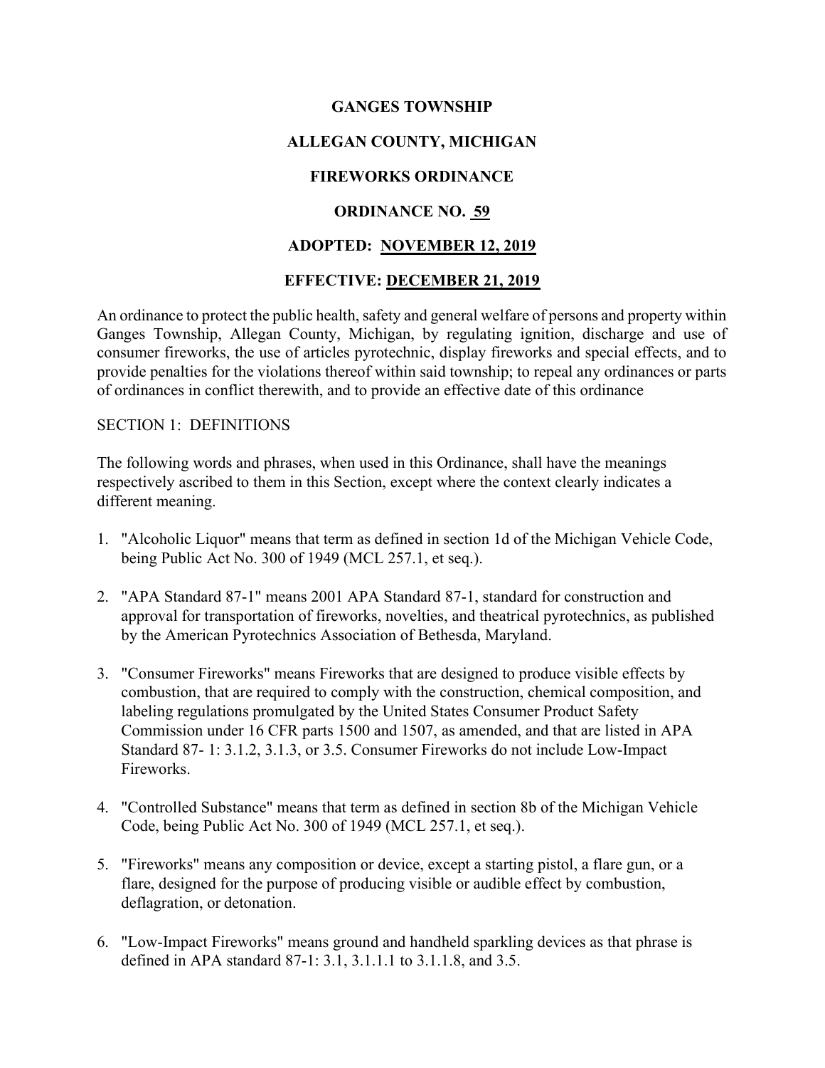# GANGES TOWNSHIP

## ALLEGAN COUNTY, MICHIGAN

## FIREWORKS ORDINANCE

## ORDINANCE NO. 59

## ADOPTED: NOVEMBER 12, 2019

## EFFECTIVE: DECEMBER 21, 2019

An ordinance to protect the public health, safety and general welfare of persons and property within Ganges Township, Allegan County, Michigan, by regulating ignition, discharge and use of consumer fireworks, the use of articles pyrotechnic, display fireworks and special effects, and to provide penalties for the violations thereof within said township; to repeal any ordinances or parts of ordinances in conflict therewith, and to provide an effective date of this ordinance

SECTION 1: DEFINITIONS

The following words and phrases, when used in this Ordinance, shall have the meanings respectively ascribed to them in this Section, except where the context clearly indicates a different meaning.

1. "Alcoholic Liquor" means that term as defined in section 1d of the Michigan Vehicle Code, being Public Act No. 300 of 1949 (MCL 257.1, et seq.).
2. "APA Standard 87-1" means 2001 APA Standard 87-1, standard for construction and approval for transportation of fireworks, novelties, and theatrical pyrotechnics, as published by the American Pyrotechnics Association of Bethesda, Maryland.
3. "Consumer Fireworks" means Fireworks that are designed to produce visible effects by combustion, that are required to comply with the construction, chemical composition, and labeling regulations promulgated by the United States Consumer Product Safety Commission under 16 CFR parts 1500 and 1507, as amended, and that are listed in APA Standard 87- 1: 3.1.2, 3.1.3, or 3.5. Consumer Fireworks do not include Low-Impact Fireworks.
4. "Controlled Substance" means that term as defined in section 8b of the Michigan Vehicle Code, being Public Act No. 300 of 1949 (MCL 257.1, et seq.).
5. "Fireworks" means any composition or device, except a starting pistol, a flare gun, or a flare, designed for the purpose of producing visible or audible effect by combustion, deflagration, or detonation.
6. "Low-Impact Fireworks" means ground and handheld sparkling devices as that phrase is defined in APA standard 87-1: 3.1, 3.1.1.1 to 3.1.1.8, and 3.5.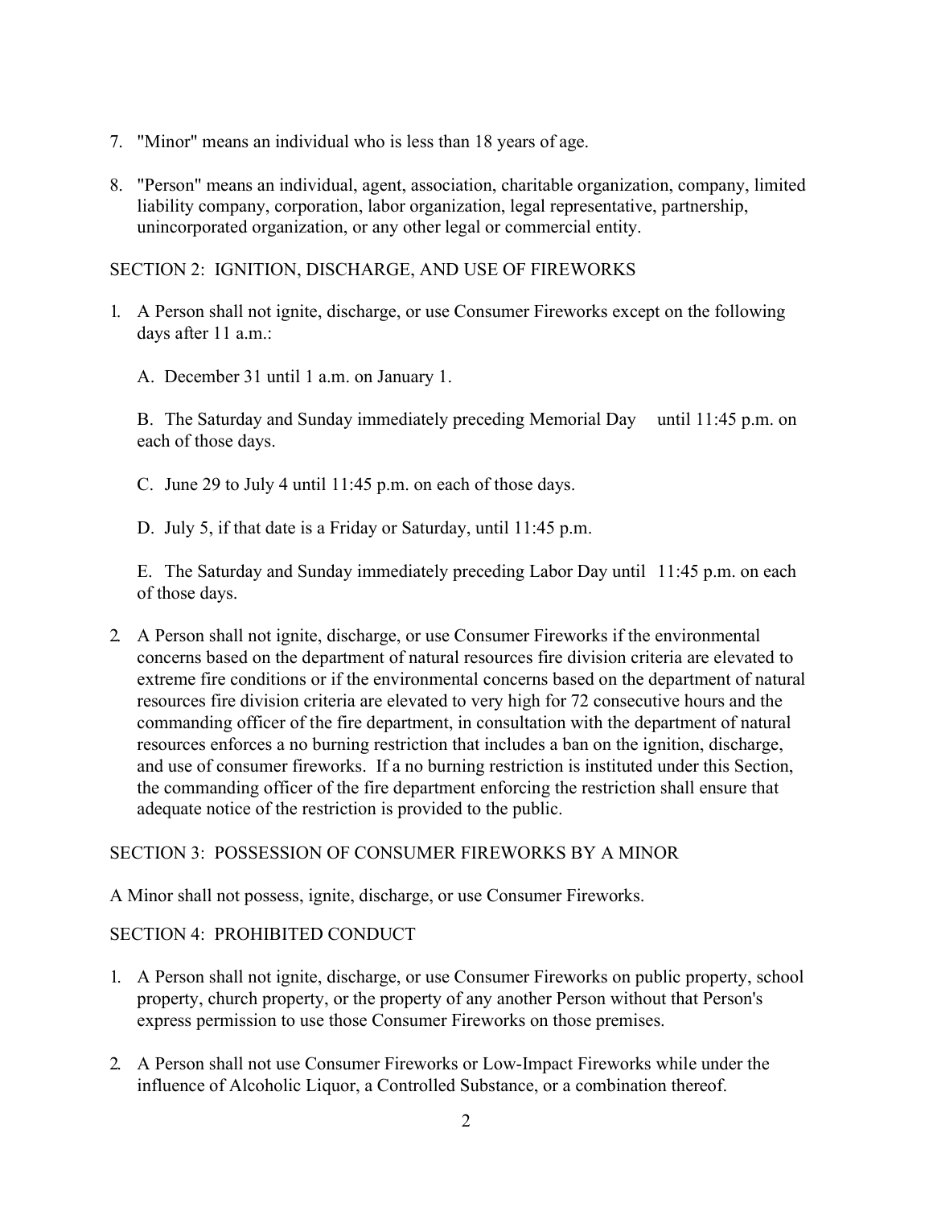7. "Minor" means an individual who is less than 18 years of age.

8. "Person" means an individual, agent, association, charitable organization, company, limited liability company, corporation, labor organization, legal representative, partnership, unincorporated organization, or any other legal or commercial entity.

## SECTION 2: IGNITION, DISCHARGE, AND USE OF FIREWORKS

1. A Person shall not ignite, discharge, or use Consumer Fireworks except on the following days after 11 a.m.:

   A. December 31 until 1 a.m. on January 1.

   B. The Saturday and Sunday immediately preceding Memorial Day until 11:45 p.m. on each of those days.

   C. June 29 to July 4 until 11:45 p.m. on each of those days.

   D. July 5, if that date is a Friday or Saturday, until 11:45 p.m.

   E. The Saturday and Sunday immediately preceding Labor Day until 11:45 p.m. on each of those days.

2. A Person shall not ignite, discharge, or use Consumer Fireworks if the environmental concerns based on the department of natural resources fire division criteria are elevated to extreme fire conditions or if the environmental concerns based on the department of natural resources fire division criteria are elevated to very high for 72 consecutive hours and the commanding officer of the fire department, in consultation with the department of natural resources enforces a no burning restriction that includes a ban on the ignition, discharge, and use of consumer fireworks. If a no burning restriction is instituted under this Section, the commanding officer of the fire department enforcing the restriction shall ensure that adequate notice of the restriction is provided to the public.

## SECTION 3: POSSESSION OF CONSUMER FIREWORKS BY A MINOR

A Minor shall not possess, ignite, discharge, or use Consumer Fireworks.

## SECTION 4: PROHIBITED CONDUCT

1. A Person shall not ignite, discharge, or use Consumer Fireworks on public property, school property, church property, or the property of any another Person without that Person's express permission to use those Consumer Fireworks on those premises.

2. A Person shall not use Consumer Fireworks or Low-Impact Fireworks while under the influence of Alcoholic Liquor, a Controlled Substance, or a combination thereof.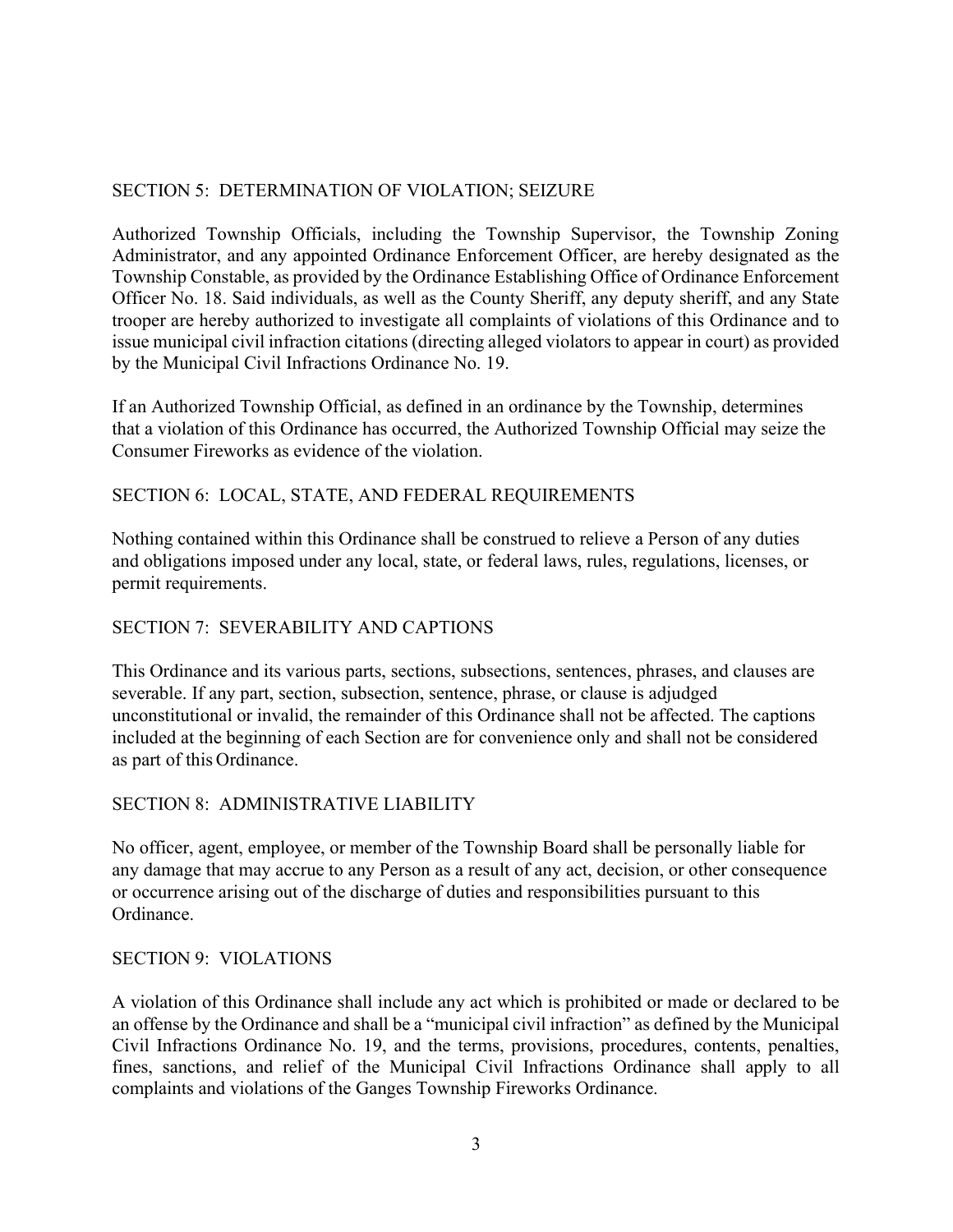## SECTION 5: DETERMINATION OF VIOLATION; SEIZURE

Authorized Township Officials, including the Township Supervisor, the Township Zoning Administrator, and any appointed Ordinance Enforcement Officer, are hereby designated as the Township Constable, as provided by the Ordinance Establishing Office of Ordinance Enforcement Officer No. 18. Said individuals, as well as the County Sheriff, any deputy sheriff, and any State trooper are hereby authorized to investigate all complaints of violations of this Ordinance and to issue municipal civil infraction citations (directing alleged violators to appear in court) as provided by the Municipal Civil Infractions Ordinance No. 19.

If an Authorized Township Official, as defined in an ordinance by the Township, determines that a violation of this Ordinance has occurred, the Authorized Township Official may seize the Consumer Fireworks as evidence of the violation.

## SECTION 6: LOCAL, STATE, AND FEDERAL REQUIREMENTS

Nothing contained within this Ordinance shall be construed to relieve a Person of any duties and obligations imposed under any local, state, or federal laws, rules, regulations, licenses, or permit requirements.

## SECTION 7: SEVERABILITY AND CAPTIONS

This Ordinance and its various parts, sections, subsections, sentences, phrases, and clauses are severable. If any part, section, subsection, sentence, phrase, or clause is adjudged unconstitutional or invalid, the remainder of this Ordinance shall not be affected. The captions included at the beginning of each Section are for convenience only and shall not be considered as part of this Ordinance.

## SECTION 8: ADMINISTRATIVE LIABILITY

No officer, agent, employee, or member of the Township Board shall be personally liable for any damage that may accrue to any Person as a result of any act, decision, or other consequence or occurrence arising out of the discharge of duties and responsibilities pursuant to this Ordinance.

## SECTION 9: VIOLATIONS

A violation of this Ordinance shall include any act which is prohibited or made or declared to be an offense by the Ordinance and shall be a "municipal civil infraction" as defined by the Municipal Civil Infractions Ordinance No. 19, and the terms, provisions, procedures, contents, penalties, fines, sanctions, and relief of the Municipal Civil Infractions Ordinance shall apply to all complaints and violations of the Ganges Township Fireworks Ordinance.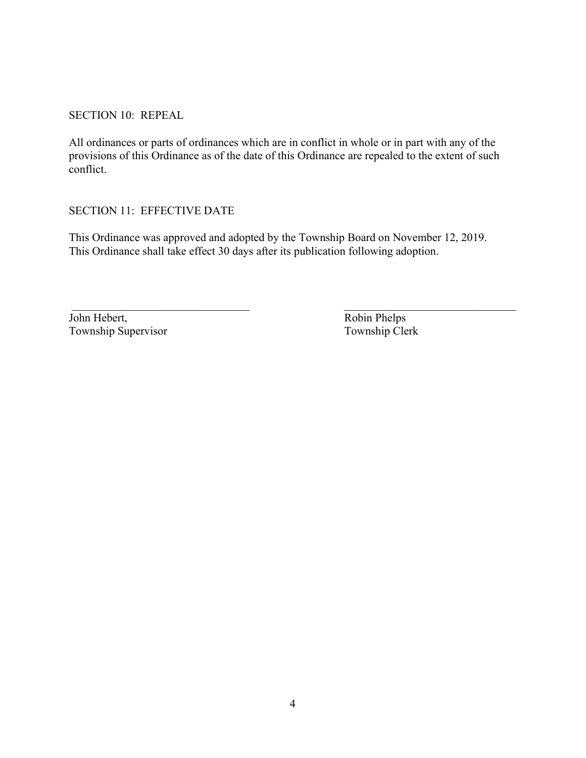## SECTION 10: REPEAL

All ordinances or parts of ordinances which are in conflict in whole or in part with any of the provisions of this Ordinance as of the date of this Ordinance are repealed to the extent of such conflict.

## SECTION 11: EFFECTIVE DATE

This Ordinance was approved and adopted by the Township Board on November 12, 2019. This Ordinance shall take effect 30 days after its publication following adoption.

| ______________________________ | ______________________________ |
|---|---|
| John Hebert, | Robin Phelps |
| Township Supervisor | Township Clerk |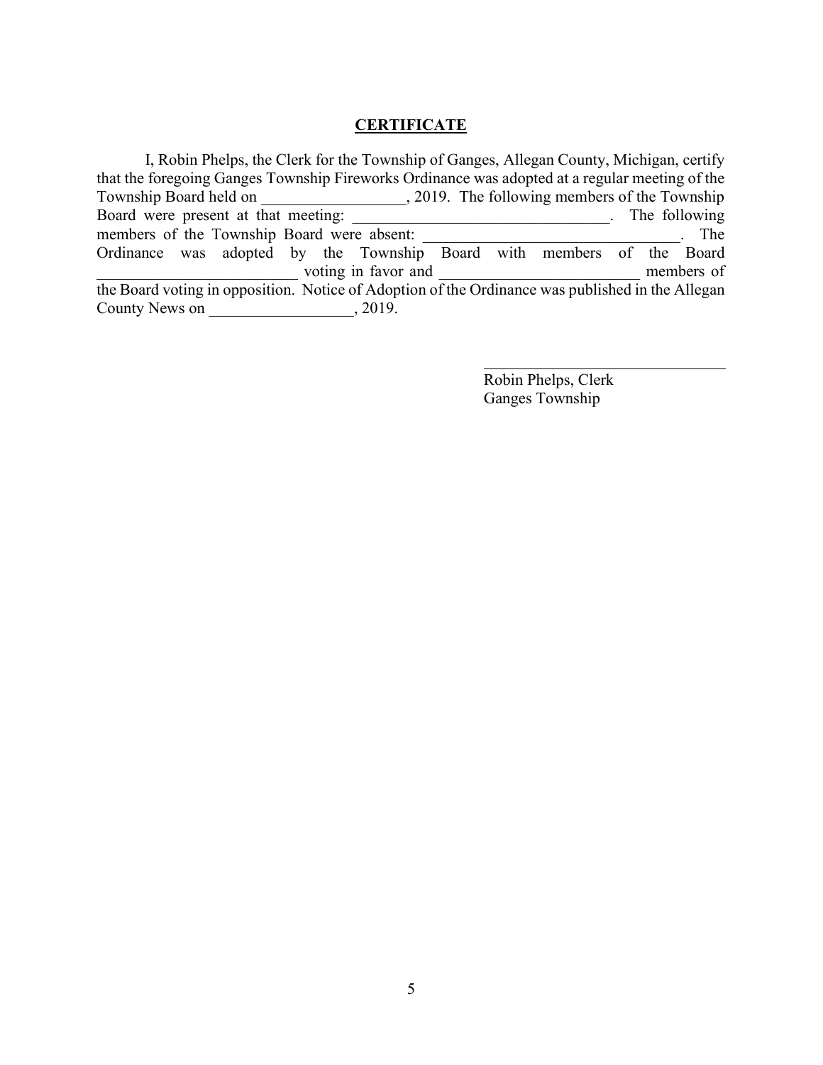## CERTIFICATE

I, Robin Phelps, the Clerk for the Township of Ganges, Allegan County, Michigan, certify that the foregoing Ganges Township Fireworks Ordinance was adopted at a regular meeting of the Township Board held on __________________, 2019. The following members of the Township Board were present at that meeting: _________________________________. The following members of the Township Board were absent: ________________________________. The Ordinance was adopted by the Township Board with members of the Board _________________________ voting in favor and _________________________ members of the Board voting in opposition. Notice of Adoption of the Ordinance was published in the Allegan County News on __________________, 2019.

_______________________________

Robin Phelps, Clerk
Ganges Township